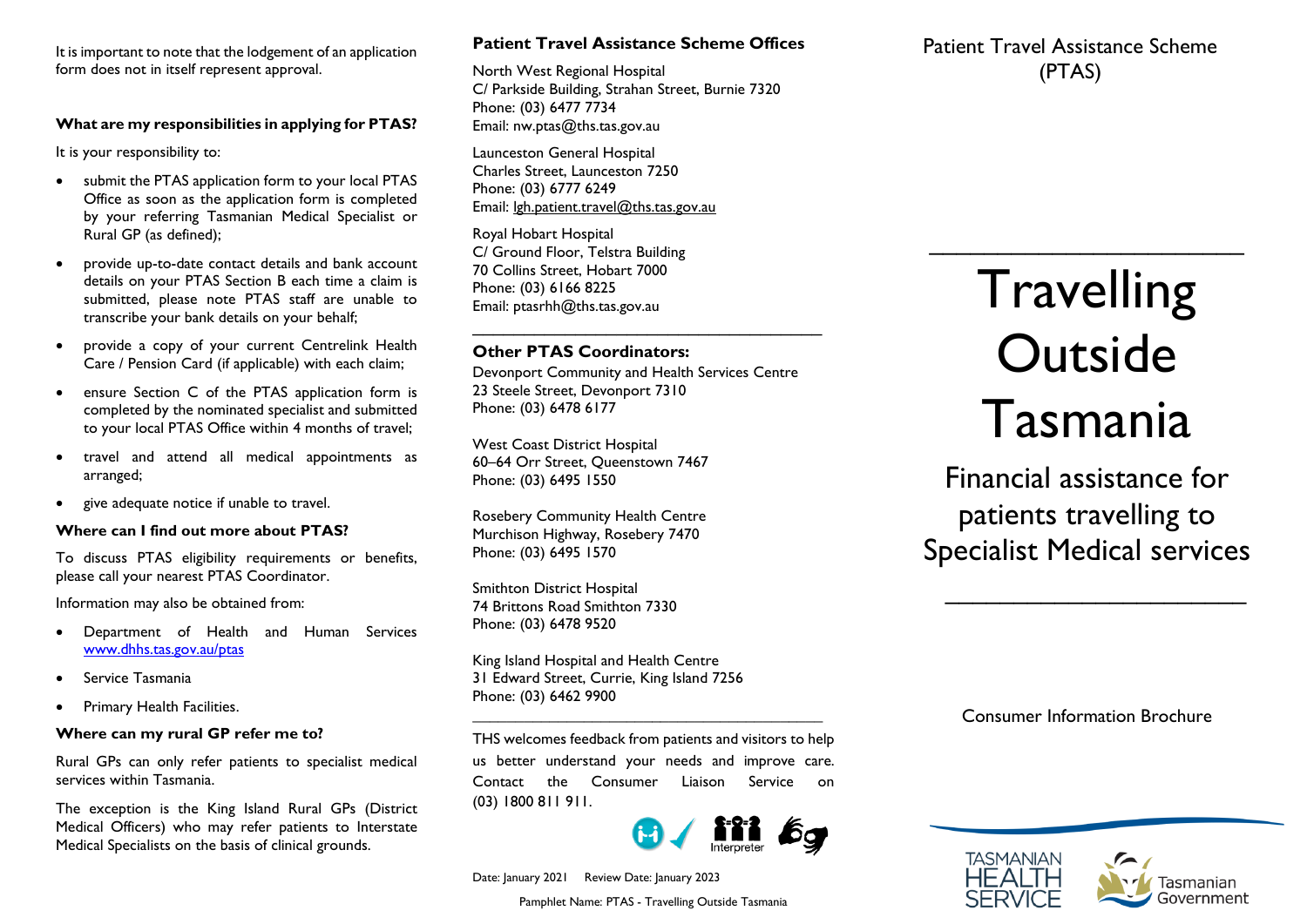It is important to note that the lodgement of an application form does not in itself represent approval.

**What are my responsibilities in applying for PTAS?**

It is your responsibility to:

- submit the PTAS application form to your local PTAS Office as soon as the application form is completed by your referring Tasmanian Medical Specialist or Rural GP (as defined);
- provide up-to-date contact details and bank account details on your PTAS Section B each time a claim is submitted, please note PTAS staff are unable to transcribe your bank details on your behalf;
- provide a copy of your current Centrelink Health Care / Pension Card (if applicable) with each claim;
- ensure Section C of the PTAS application form is completed by the nominated specialist and submitted to your local PTAS Office within 4 months of travel;
- travel and attend all medical appointments as arranged;
- give adequate notice if unable to travel.

**Where can I find out more about PTAS?**

To discuss PTAS eligibility requirements or benefits, please call your nearest PTAS Coordinator.

Information may also be obtained from:

- Department of Health and Human Services [www.dhhs.tas.gov.au/ptas](www.dhhs.tas.gov.au/ptas)
- Service Tasmania
- Primary Health Facilities.

**Where can my rural GP refer me to?**

Rural GPs can only refer patients to specialist medical services within Tasmania.

The exception is the King Island Rural GPs (District Medical Officers) who may refer patients to Interstate Medical Specialists on the basis of clinical grounds.

**Patient Travel Assistance Scheme Offices**

North West Regional Hospital
C/ Parkside Building, Strahan Street, Burnie 7320
Phone: (03) 6477 7734
Email: nw.ptas@ths.tas.gov.au

Launceston General Hospital
Charles Street, Launceston 7250
Phone: (03) 6777 6249
Email: lgh.patient.travel@ths.tas.gov.au

Royal Hobart Hospital
C/ Ground Floor, Telstra Building
70 Collins Street, Hobart 7000
Phone: (03) 6166 8225
Email: ptasrhh@ths.tas.gov.au

---

**Other PTAS Coordinators:**

Devonport Community and Health Services Centre
23 Steele Street, Devonport 7310
Phone: (03) 6478 6177

West Coast District Hospital
60–64 Orr Street, Queenstown 7467
Phone: (03) 6495 1550

Rosebery Community Health Centre
Murchison Highway, Rosebery 7470
Phone: (03) 6495 1570

Smithton District Hospital
74 Brittons Road Smithton 7330
Phone: (03) 6478 9520

King Island Hospital and Health Centre
31 Edward Street, Currie, King Island 7256
Phone: (03) 6462 9900

---

THS welcomes feedback from patients and visitors to help us better understand your needs and improve care. Contact the Consumer Liaison Service on (03) 1800 811 911.

Interpreter

Date: January 2021 Review Date: January 2023

Pamphlet Name: PTAS - Travelling Outside Tasmania

Patient Travel Assistance Scheme (PTAS)

---

# Travelling Outside Tasmania

## Financial assistance for patients travelling to Specialist Medical services

---

Consumer Information Brochure

TASMANIAN HEALTH SERVICE

Tasmanian Government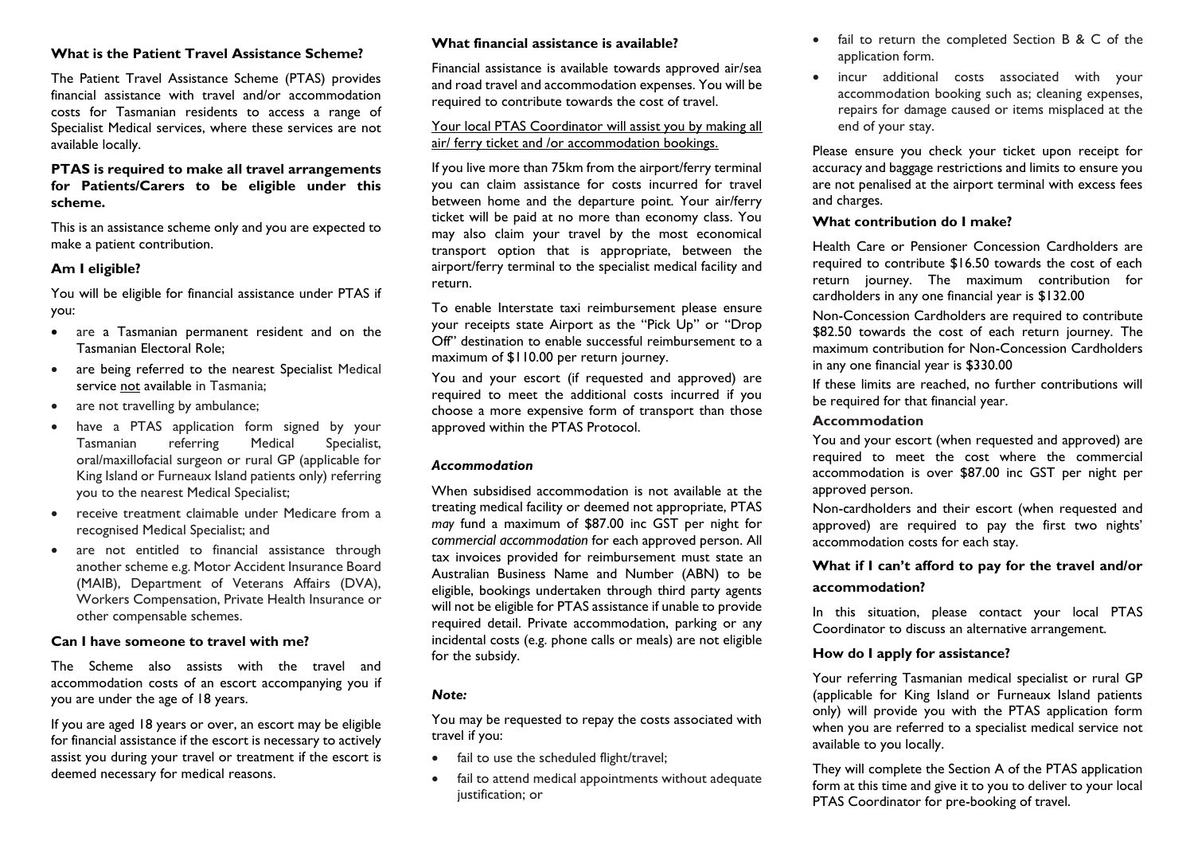### What is the Patient Travel Assistance Scheme?

The Patient Travel Assistance Scheme (PTAS) provides financial assistance with travel and/or accommodation costs for Tasmanian residents to access a range of Specialist Medical services, where these services are not available locally.

**PTAS is required to make all travel arrangements for Patients/Carers to be eligible under this scheme.**

This is an assistance scheme only and you are expected to make a patient contribution.

### Am I eligible?

You will be eligible for financial assistance under PTAS if you:

- are a Tasmanian permanent resident and on the Tasmanian Electoral Role;
- are being referred to the nearest Specialist Medical service not available in Tasmania;
- are not travelling by ambulance;
- have a PTAS application form signed by your Tasmanian referring Medical Specialist, oral/maxillofacial surgeon or rural GP (applicable for King Island or Furneaux Island patients only) referring you to the nearest Medical Specialist;
- receive treatment claimable under Medicare from a recognised Medical Specialist; and
- are not entitled to financial assistance through another scheme e.g. Motor Accident Insurance Board (MAIB), Department of Veterans Affairs (DVA), Workers Compensation, Private Health Insurance or other compensable schemes.

### Can I have someone to travel with me?

The Scheme also assists with the travel and accommodation costs of an escort accompanying you if you are under the age of 18 years.

If you are aged 18 years or over, an escort may be eligible for financial assistance if the escort is necessary to actively assist you during your travel or treatment if the escort is deemed necessary for medical reasons.

### What financial assistance is available?

Financial assistance is available towards approved air/sea and road travel and accommodation expenses. You will be required to contribute towards the cost of travel.

Your local PTAS Coordinator will assist you by making all air/ ferry ticket and /or accommodation bookings.

If you live more than 75km from the airport/ferry terminal you can claim assistance for costs incurred for travel between home and the departure point. Your air/ferry ticket will be paid at no more than economy class. You may also claim your travel by the most economical transport option that is appropriate, between the airport/ferry terminal to the specialist medical facility and return.

To enable Interstate taxi reimbursement please ensure your receipts state Airport as the "Pick Up" or "Drop Off" destination to enable successful reimbursement to a maximum of $110.00 per return journey.

You and your escort (if requested and approved) are required to meet the additional costs incurred if you choose a more expensive form of transport than those approved within the PTAS Protocol.

#### *Accommodation*

When subsidised accommodation is not available at the treating medical facility or deemed not appropriate, PTAS *may* fund a maximum of $87.00 inc GST per night for *commercial accommodation* for each approved person. All tax invoices provided for reimbursement must state an Australian Business Name and Number (ABN) to be eligible, bookings undertaken through third party agents will not be eligible for PTAS assistance if unable to provide required detail. Private accommodation, parking or any incidental costs (e.g. phone calls or meals) are not eligible for the subsidy.

#### *Note:*

You may be requested to repay the costs associated with travel if you:

- fail to use the scheduled flight/travel;
- fail to attend medical appointments without adequate justification; or
- fail to return the completed Section B & C of the application form.
- incur additional costs associated with your accommodation booking such as; cleaning expenses, repairs for damage caused or items misplaced at the end of your stay.

Please ensure you check your ticket upon receipt for accuracy and baggage restrictions and limits to ensure you are not penalised at the airport terminal with excess fees and charges.

### What contribution do I make?

Health Care or Pensioner Concession Cardholders are required to contribute $16.50 towards the cost of each return journey. The maximum contribution for cardholders in any one financial year is $132.00

Non-Concession Cardholders are required to contribute $82.50 towards the cost of each return journey. The maximum contribution for Non-Concession Cardholders in any one financial year is $330.00

If these limits are reached, no further contributions will be required for that financial year.

### Accommodation

You and your escort (when requested and approved) are required to meet the cost where the commercial accommodation is over $87.00 inc GST per night per approved person.

Non-cardholders and their escort (when requested and approved) are required to pay the first two nights' accommodation costs for each stay.

### What if I can't afford to pay for the travel and/or accommodation?

In this situation, please contact your local PTAS Coordinator to discuss an alternative arrangement.

### How do I apply for assistance?

Your referring Tasmanian medical specialist or rural GP (applicable for King Island or Furneaux Island patients only) will provide you with the PTAS application form when you are referred to a specialist medical service not available to you locally.

They will complete the Section A of the PTAS application form at this time and give it to you to deliver to your local PTAS Coordinator for pre-booking of travel.